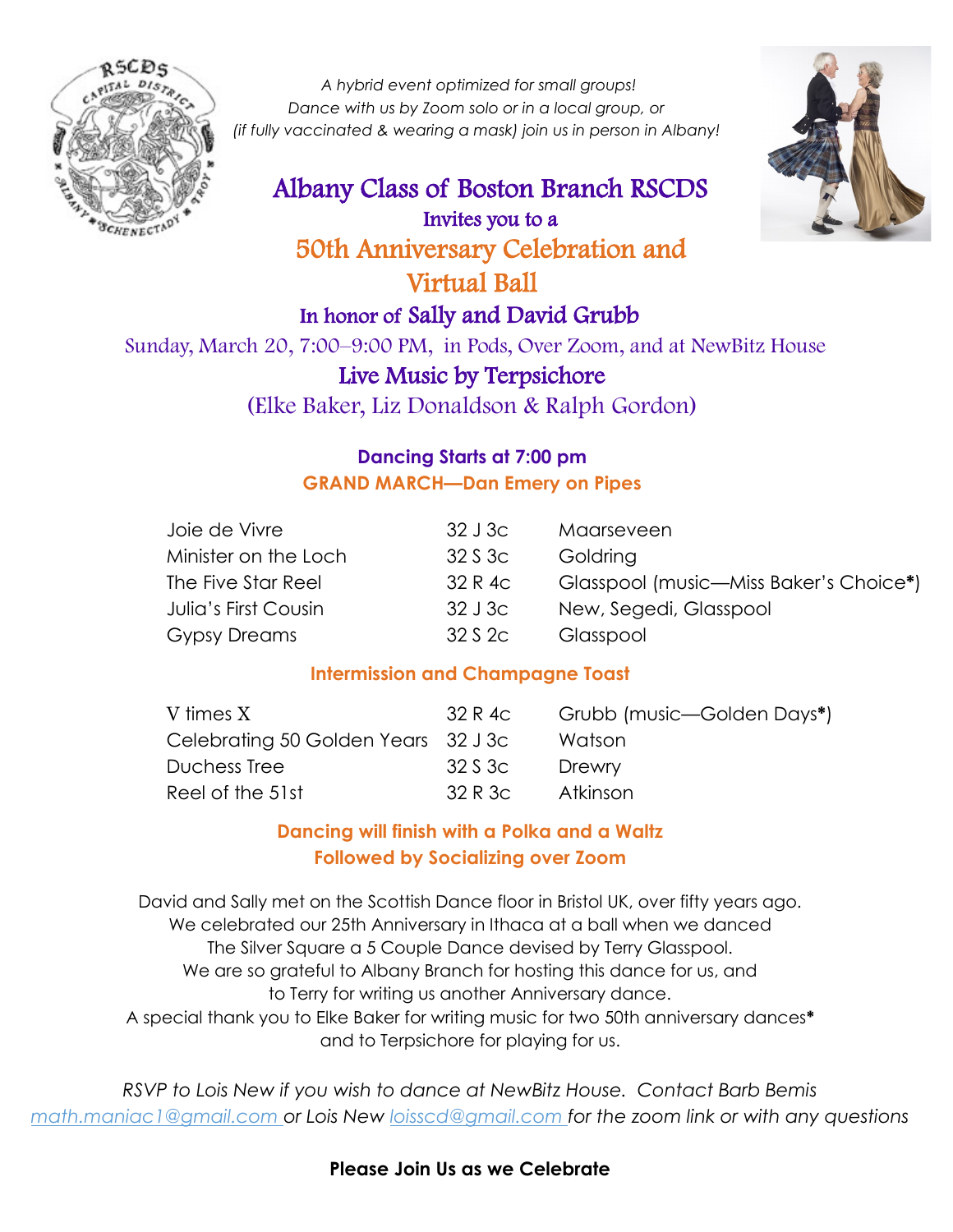*A hybrid event optimized for small groups!*
*Dance with us by Zoom solo or in a local group, or*
*(if fully vaccinated & wearing a mask) join us in person in Albany!*

# Albany Class of Boston Branch RSCDS

Invites you to a

# 50th Anniversary Celebration and Virtual Ball

## In honor of Sally and David Grubb

Sunday, March 20, 7:00–9:00 PM, in Pods, Over Zoom, and at NewBitz House

## Live Music by Terpsichore

(Elke Baker, Liz Donaldson & Ralph Gordon)

**Dancing Starts at 7:00 pm**

**GRAND MARCH—Dan Emery on Pipes**

| | | |
|---|---|---|
| Joie de Vivre | 32 J 3c | Maarseveen |
| Minister on the Loch | 32 S 3c | Goldring |
| The Five Star Reel | 32 R 4c | Glasspool (music—Miss Baker's Choice**\***) |
| Julia's First Cousin | 32 J 3c | New, Segedi, Glasspool |
| Gypsy Dreams | 32 S 2c | Glasspool |

**Intermission and Champagne Toast**

| | | |
|---|---|---|
| V times X | 32 R 4c | Grubb (music—Golden Days**\***) |
| Celebrating 50 Golden Years | 32 J 3c | Watson |
| Duchess Tree | 32 S 3c | Drewry |
| Reel of the 51st | 32 R 3c | Atkinson |

**Dancing will finish with a Polka and a Waltz**
**Followed by Socializing over Zoom**

David and Sally met on the Scottish Dance floor in Bristol UK, over fifty years ago.
We celebrated our 25th Anniversary in Ithaca at a ball when we danced
The Silver Square a 5 Couple Dance devised by Terry Glasspool.
We are so grateful to Albany Branch for hosting this dance for us, and
to Terry for writing us another Anniversary dance.
A special thank you to Elke Baker for writing music for two 50th anniversary dances**\***
and to Terpsichore for playing for us.

*RSVP to Lois New if you wish to dance at NewBitz House. Contact Barb Bemis math.maniac1@gmail.com or Lois New loisscd@gmail.com for the zoom link or with any questions*

**Please Join Us as we Celebrate**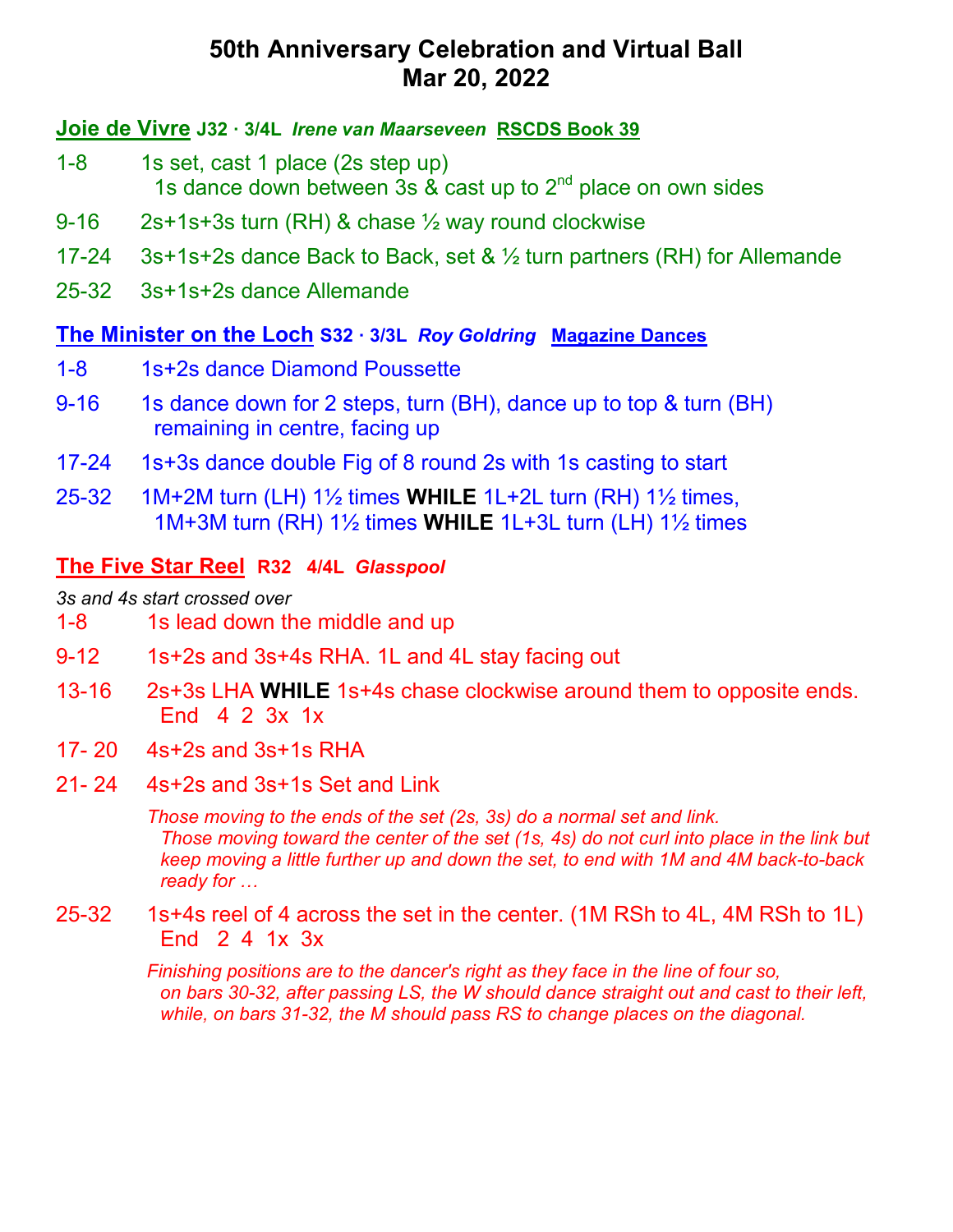# 50th Anniversary Celebration and Virtual Ball
# Mar 20, 2022

## Joie de Vivre **J32 · 3/4L** ***Irene van Maarseveen*** **RSCDS Book 39**

1-8 1s set, cast 1 place (2s step up)
  1s dance down between 3s & cast up to 2nd place on own sides

9-16 2s+1s+3s turn (RH) & chase ½ way round clockwise

17-24 3s+1s+2s dance Back to Back, set & ½ turn partners (RH) for Allemande

25-32 3s+1s+2s dance Allemande

## The Minister on the Loch **S32 · 3/3L** ***Roy Goldring*** **Magazine Dances**

1-8 1s+2s dance Diamond Poussette

9-16 1s dance down for 2 steps, turn (BH), dance up to top & turn (BH)
  remaining in centre, facing up

17-24 1s+3s dance double Fig of 8 round 2s with 1s casting to start

25-32 1M+2M turn (LH) 1½ times **WHILE** 1L+2L turn (RH) 1½ times,
  1M+3M turn (RH) 1½ times **WHILE** 1L+3L turn (LH) 1½ times

## The Five Star Reel **R32 4/4L** ***Glasspool***

*3s and 4s start crossed over*

1-8 1s lead down the middle and up

9-12 1s+2s and 3s+4s RHA. 1L and 4L stay facing out

13-16 2s+3s LHA **WHILE** 1s+4s chase clockwise around them to opposite ends.
  End 4 2 3x 1x

17- 20 4s+2s and 3s+1s RHA

21- 24 4s+2s and 3s+1s Set and Link

*Those moving to the ends of the set (2s, 3s) do a normal set and link.*
*Those moving toward the center of the set (1s, 4s) do not curl into place in the link but keep moving a little further up and down the set, to end with 1M and 4M back-to-back ready for …*

25-32 1s+4s reel of 4 across the set in the center. (1M RSh to 4L, 4M RSh to 1L)
  End 2 4 1x 3x

*Finishing positions are to the dancer's right as they face in the line of four so, on bars 30-32, after passing LS, the W should dance straight out and cast to their left, while, on bars 31-32, the M should pass RS to change places on the diagonal.*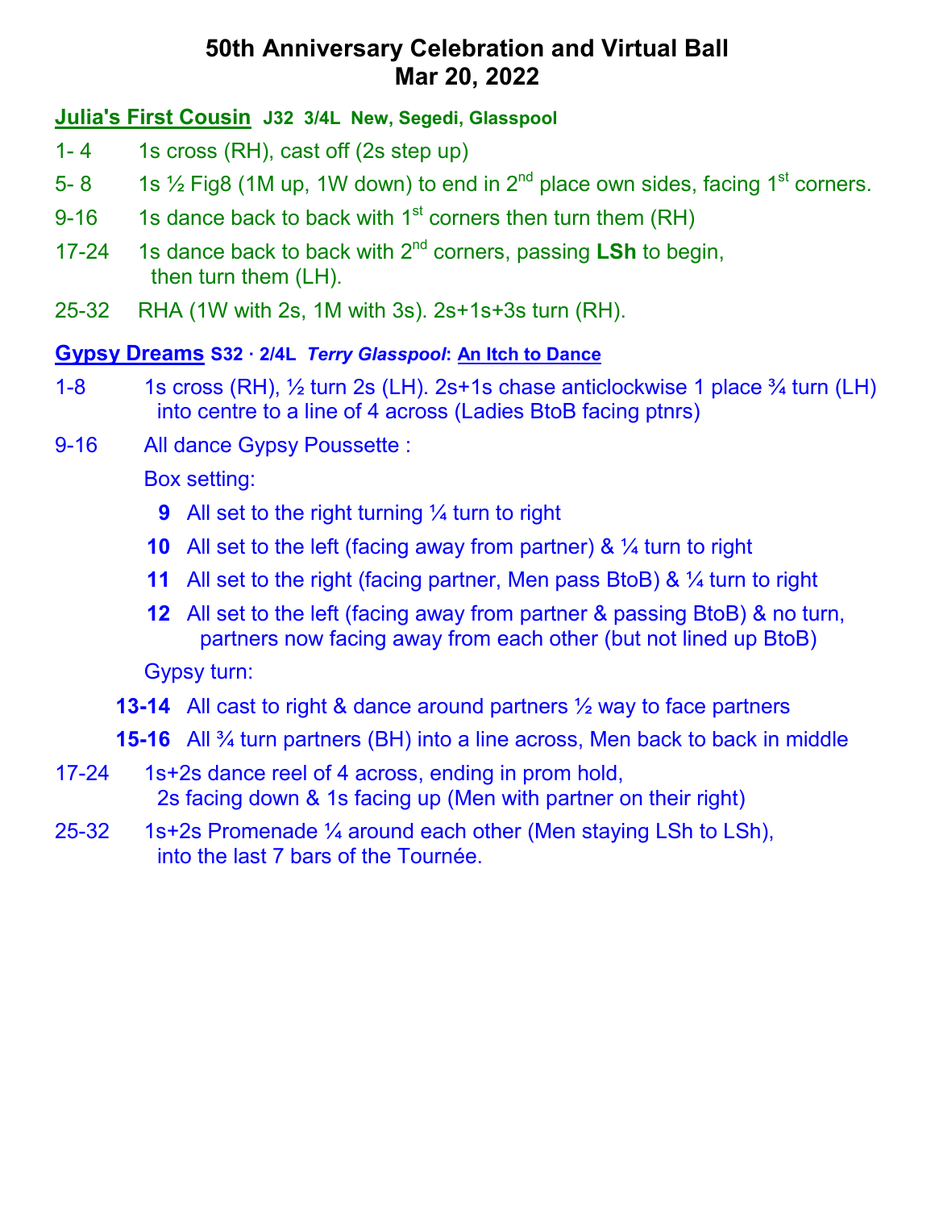# 50th Anniversary Celebration and Virtual Ball
# Mar 20, 2022

## Julia's First Cousin  J32  3/4L  New, Segedi, Glasspool

1- 4   1s cross (RH), cast off (2s step up)

5- 8   1s ½ Fig8 (1M up, 1W down) to end in 2nd place own sides, facing 1st corners.

9-16   1s dance back to back with 1st corners then turn them (RH)

17-24   1s dance back to back with 2nd corners, passing **LSh** to begin, then turn them (LH).

25-32   RHA (1W with 2s, 1M with 3s). 2s+1s+3s turn (RH).

## Gypsy Dreams S32 · 2/4L  *Terry Glasspool*: An Itch to Dance

1-8   1s cross (RH), ½ turn 2s (LH). 2s+1s chase anticlockwise 1 place ¾ turn (LH) into centre to a line of 4 across (Ladies BtoB facing ptnrs)

9-16   All dance Gypsy Poussette :

Box setting:

- **9** All set to the right turning ¼ turn to right
- **10** All set to the left (facing away from partner) & ¼ turn to right
- **11** All set to the right (facing partner, Men pass BtoB) & ¼ turn to right
- **12** All set to the left (facing away from partner & passing BtoB) & no turn, partners now facing away from each other (but not lined up BtoB)

Gypsy turn:

- **13-14** All cast to right & dance around partners ½ way to face partners
- **15-16** All ¾ turn partners (BH) into a line across, Men back to back in middle

17-24   1s+2s dance reel of 4 across, ending in prom hold, 2s facing down & 1s facing up (Men with partner on their right)

25-32   1s+2s Promenade ¼ around each other (Men staying LSh to LSh), into the last 7 bars of the Tournée.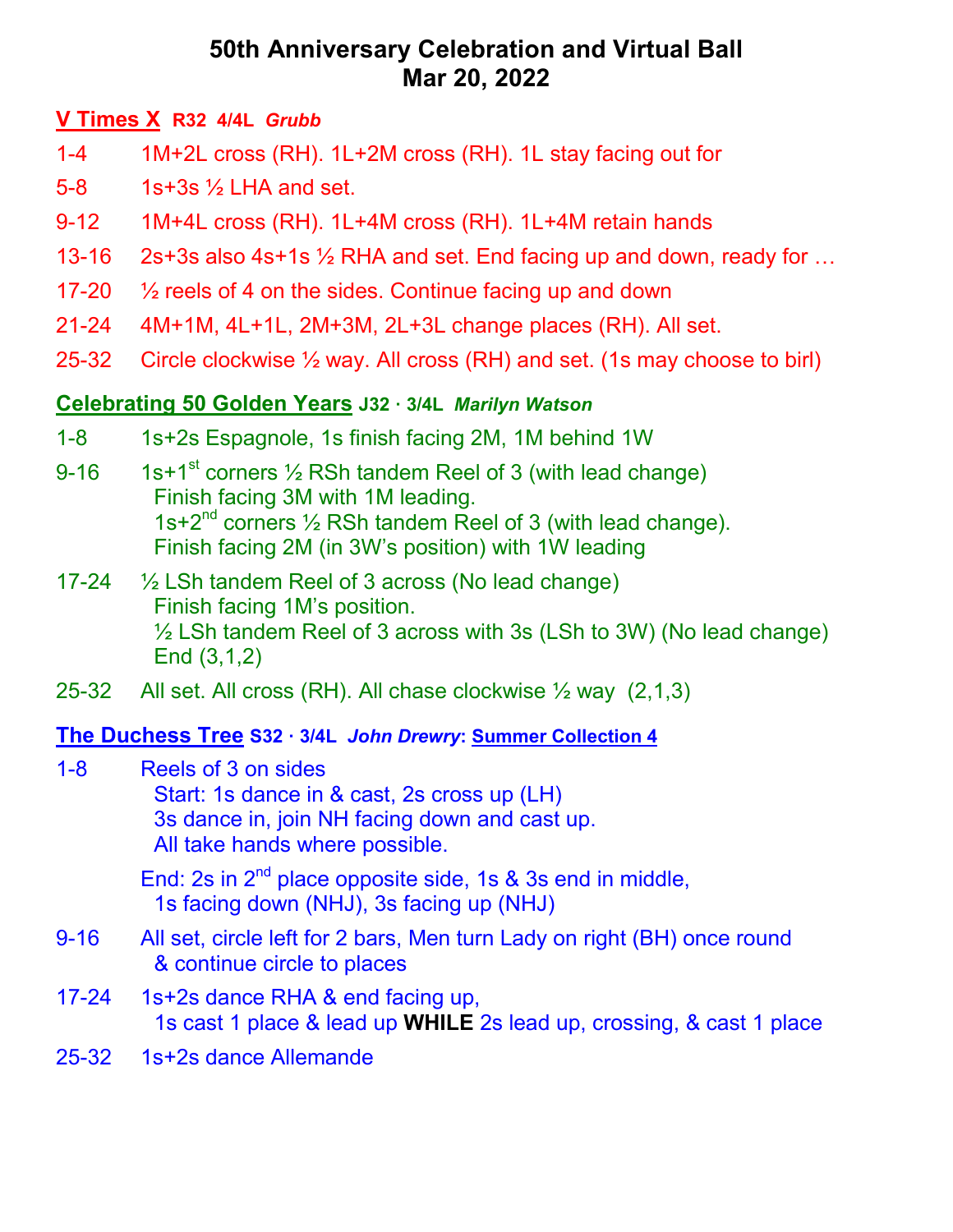# 50th Anniversary Celebration and Virtual Ball
# Mar 20, 2022

## V Times X  R32  4/4L  *Grubb*

1-4 1M+2L cross (RH). 1L+2M cross (RH). 1L stay facing out for

5-8 1s+3s ½ LHA and set.

9-12 1M+4L cross (RH). 1L+4M cross (RH). 1L+4M retain hands

13-16 2s+3s also 4s+1s ½ RHA and set. End facing up and down, ready for …

17-20 ½ reels of 4 on the sides. Continue facing up and down

21-24 4M+1M, 4L+1L, 2M+3M, 2L+3L change places (RH). All set.

25-32 Circle clockwise ½ way. All cross (RH) and set. (1s may choose to birl)

## Celebrating 50 Golden Years J32 · 3/4L  *Marilyn Watson*

1-8 1s+2s Espagnole, 1s finish facing 2M, 1M behind 1W

9-16 1s+1st corners ½ RSh tandem Reel of 3 (with lead change)
Finish facing 3M with 1M leading.
1s+2nd corners ½ RSh tandem Reel of 3 (with lead change).
Finish facing 2M (in 3W's position) with 1W leading

17-24 ½ LSh tandem Reel of 3 across (No lead change)
Finish facing 1M's position.
½ LSh tandem Reel of 3 across with 3s (LSh to 3W) (No lead change)
End (3,1,2)

25-32 All set. All cross (RH). All chase clockwise ½ way  (2,1,3)

## The Duchess Tree S32 · 3/4L  *John Drewry*: Summer Collection 4

1-8 Reels of 3 on sides
Start: 1s dance in & cast, 2s cross up (LH)
3s dance in, join NH facing down and cast up.
All take hands where possible.

End: 2s in 2nd place opposite side, 1s & 3s end in middle,
1s facing down (NHJ), 3s facing up (NHJ)

9-16 All set, circle left for 2 bars, Men turn Lady on right (BH) once round
& continue circle to places

17-24 1s+2s dance RHA & end facing up,
1s cast 1 place & lead up **WHILE** 2s lead up, crossing, & cast 1 place

25-32 1s+2s dance Allemande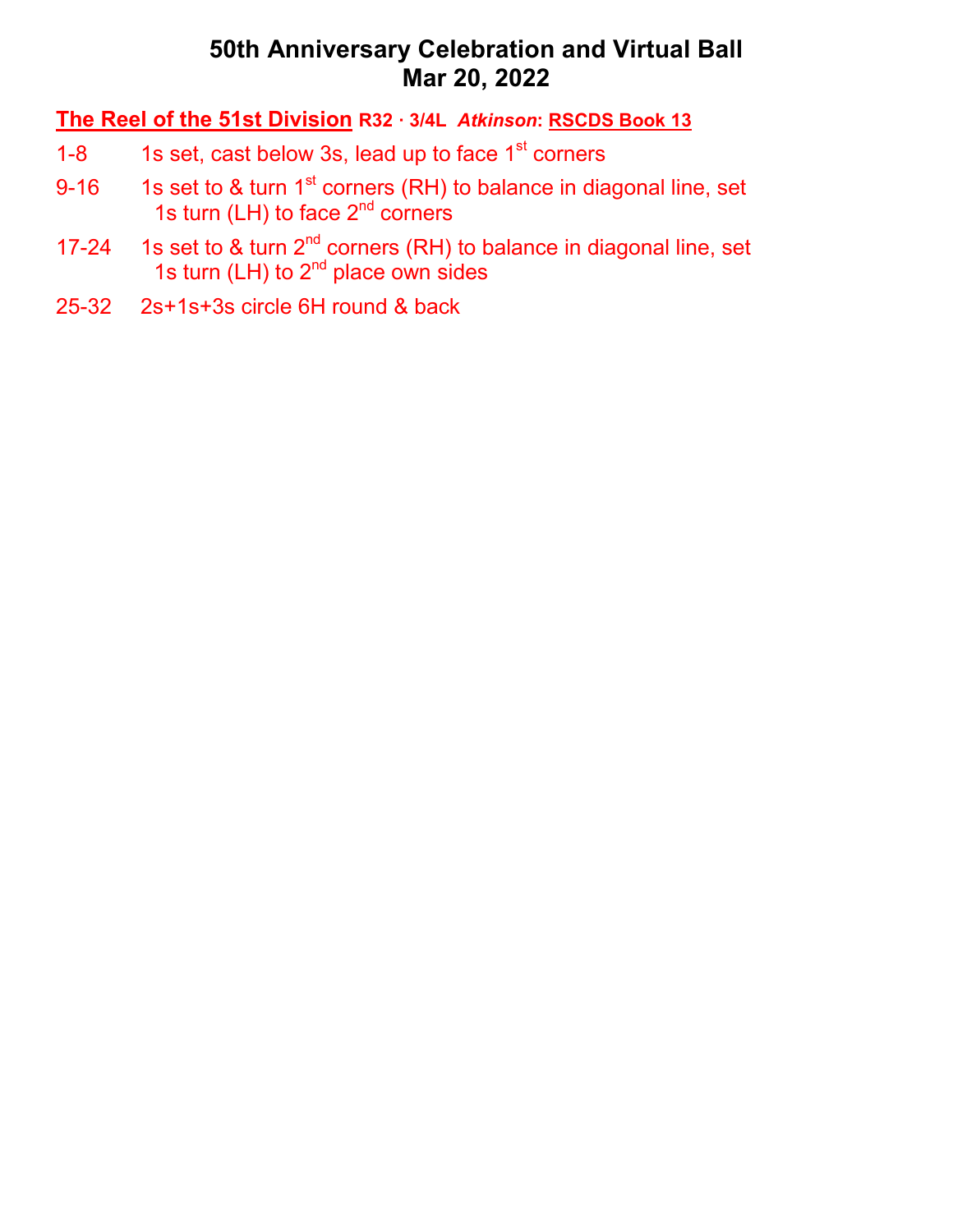# 50th Anniversary Celebration and Virtual Ball
# Mar 20, 2022

**The Reel of the 51st Division** **R32 · 3/4L** ***Atkinson*****: RSCDS Book 13**

1-8 1s set, cast below 3s, lead up to face 1st corners

9-16 1s set to & turn 1st corners (RH) to balance in diagonal line, set
1s turn (LH) to face 2nd corners

17-24 1s set to & turn 2nd corners (RH) to balance in diagonal line, set
1s turn (LH) to 2nd place own sides

25-32 2s+1s+3s circle 6H round & back